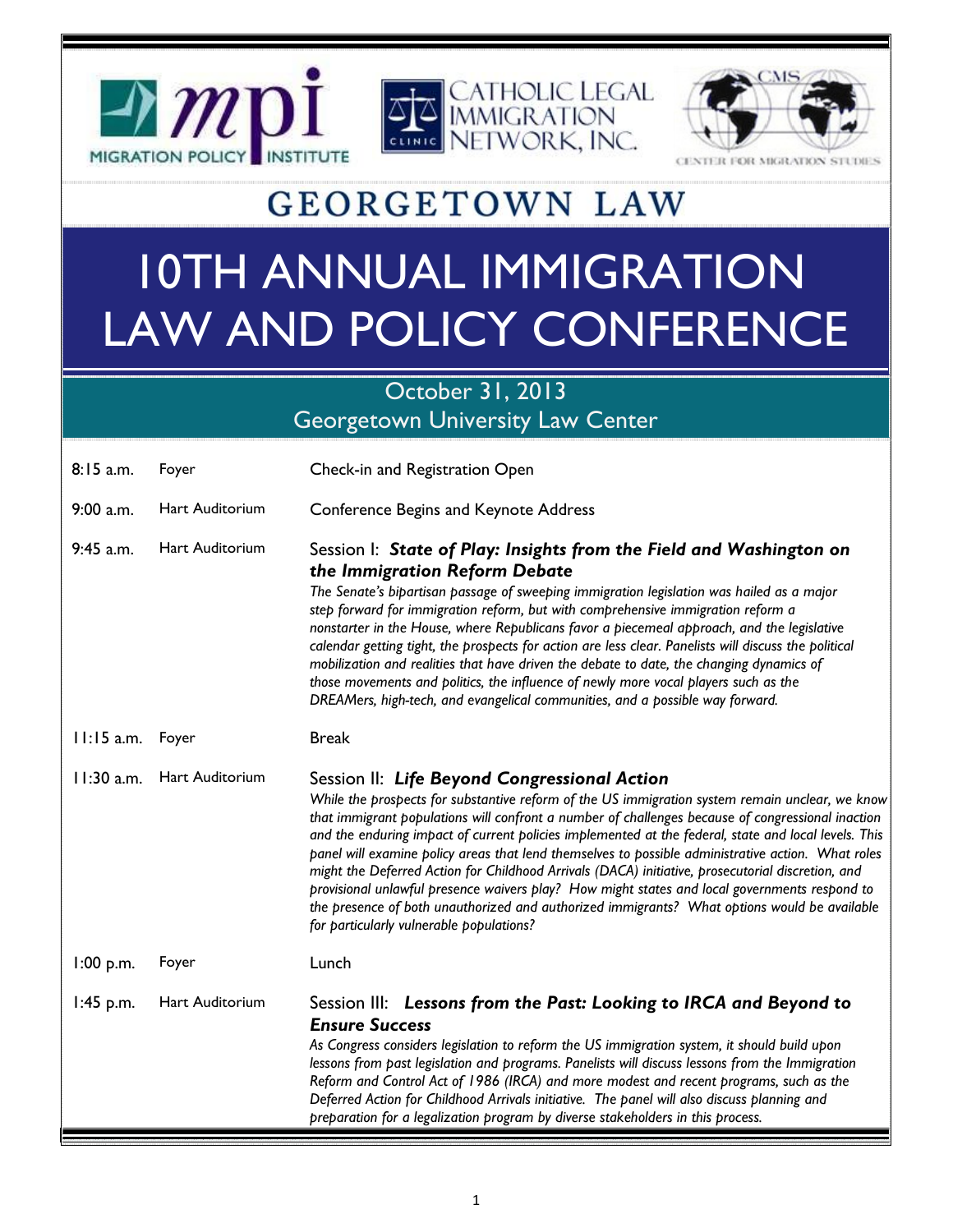MIGRATION POLICY INSTITUTE

CATHOLIC LEGAL IMMIGRATION NETWORK, INC.

CENTER FOR MIGRATION STUDIES

GEORGETOWN LAW

# 10TH ANNUAL IMMIGRATION LAW AND POLICY CONFERENCE

## October 31, 2013
## Georgetown University Law Center

| | | |
|---|---|---|
| 8:15 a.m. | Foyer | Check-in and Registration Open |
| 9:00 a.m. | Hart Auditorium | Conference Begins and Keynote Address |
| 9:45 a.m. | Hart Auditorium | Session I: ***State of Play: Insights from the Field and Washington on the Immigration Reform Debate*** <br> *The Senate's bipartisan passage of sweeping immigration legislation was hailed as a major step forward for immigration reform, but with comprehensive immigration reform a nonstarter in the House, where Republicans favor a piecemeal approach, and the legislative calendar getting tight, the prospects for action are less clear. Panelists will discuss the political mobilization and realities that have driven the debate to date, the changing dynamics of those movements and politics, the influence of newly more vocal players such as the DREAMers, high-tech, and evangelical communities, and a possible way forward.* |
| 11:15 a.m. | Foyer | Break |
| 11:30 a.m. | Hart Auditorium | Session II: ***Life Beyond Congressional Action*** <br> *While the prospects for substantive reform of the US immigration system remain unclear, we know that immigrant populations will confront a number of challenges because of congressional inaction and the enduring impact of current policies implemented at the federal, state and local levels. This panel will examine policy areas that lend themselves to possible administrative action. What roles might the Deferred Action for Childhood Arrivals (DACA) initiative, prosecutorial discretion, and provisional unlawful presence waivers play? How might states and local governments respond to the presence of both unauthorized and authorized immigrants? What options would be available for particularly vulnerable populations?* |
| 1:00 p.m. | Foyer | Lunch |
| 1:45 p.m. | Hart Auditorium | Session III: ***Lessons from the Past: Looking to IRCA and Beyond to Ensure Success*** <br> *As Congress considers legislation to reform the US immigration system, it should build upon lessons from past legislation and programs. Panelists will discuss lessons from the Immigration Reform and Control Act of 1986 (IRCA) and more modest and recent programs, such as the Deferred Action for Childhood Arrivals initiative. The panel will also discuss planning and preparation for a legalization program by diverse stakeholders in this process.* |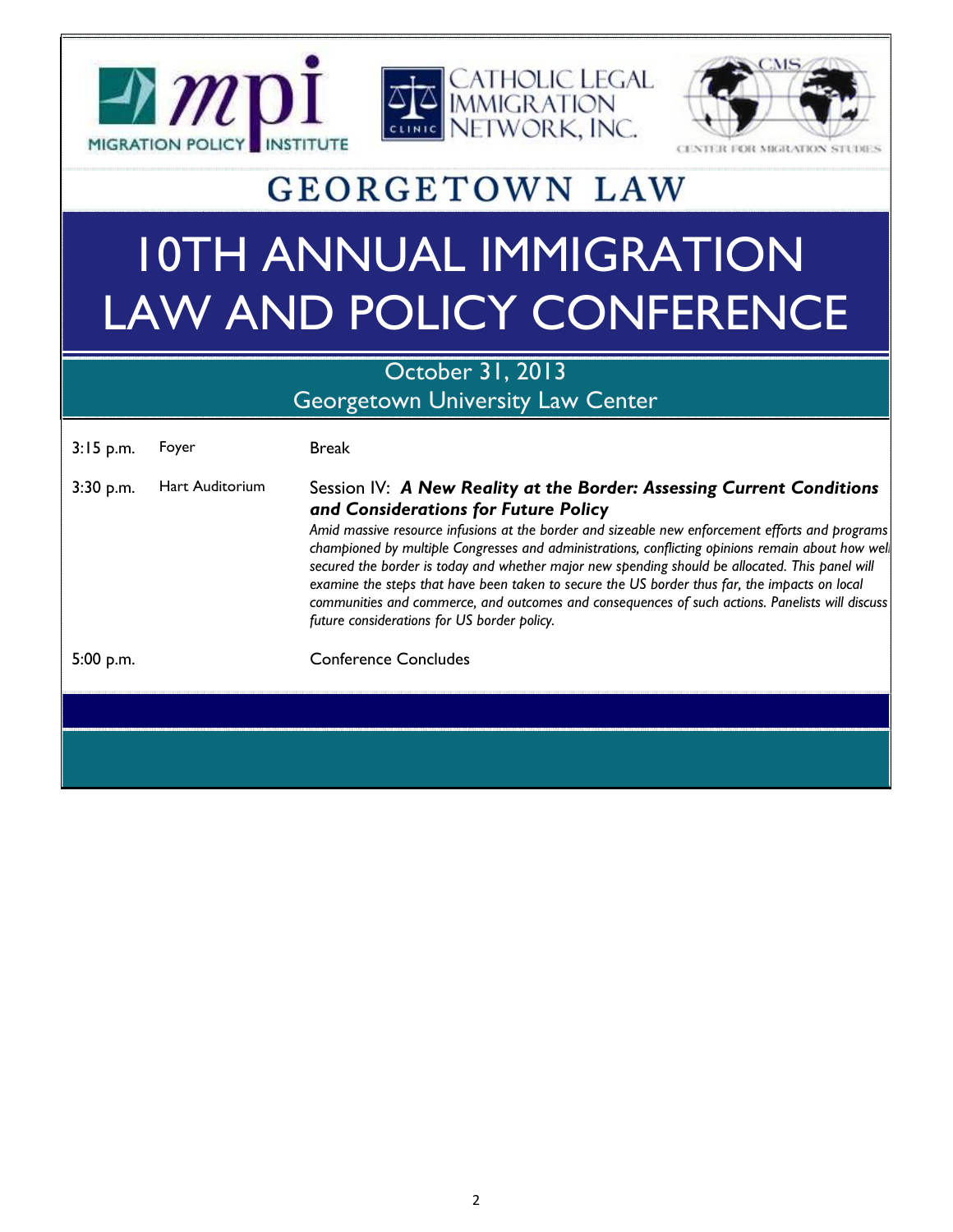MIGRATION POLICY INSTITUTE

CATHOLIC LEGAL IMMIGRATION NETWORK, INC.

CENTER FOR MIGRATION STUDIES

GEORGETOWN LAW

# 10TH ANNUAL IMMIGRATION LAW AND POLICY CONFERENCE

October 31, 2013
Georgetown University Law Center

| | | |
|---|---|---|
| 3:15 p.m. | Foyer | Break |
| 3:30 p.m. | Hart Auditorium | Session IV: ***A New Reality at the Border: Assessing Current Conditions and Considerations for Future Policy*** *Amid massive resource infusions at the border and sizeable new enforcement efforts and programs championed by multiple Congresses and administrations, conflicting opinions remain about how well secured the border is today and whether major new spending should be allocated. This panel will examine the steps that have been taken to secure the US border thus far, the impacts on local communities and commerce, and outcomes and consequences of such actions. Panelists will discuss future considerations for US border policy.* |
| 5:00 p.m. | | Conference Concludes |